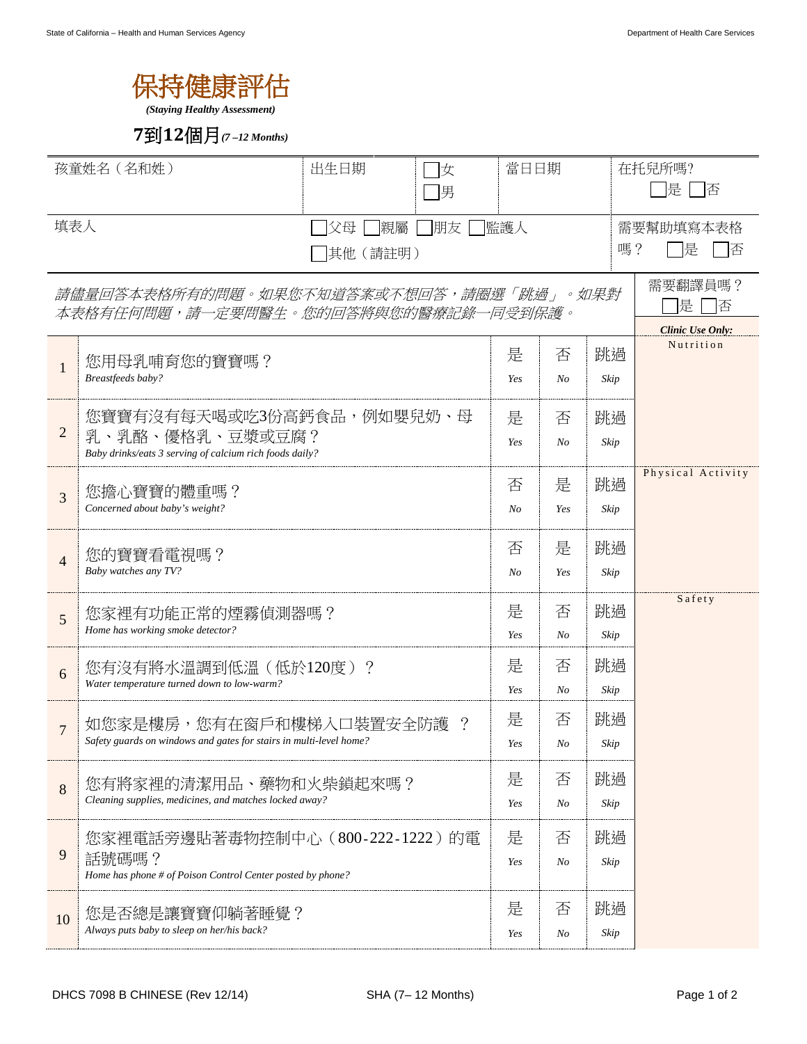# 保持健康評估

*(Staying Healthy Assessment)*

## 7到12個月 *(7 –12 Months)*

| 孩童姓名（名和姓） | 出生日期 | ☐女 ☐男 | 當日日期 | 在托兒所嗎? ☐是 ☐否 |
|---|---|---|---|---|
| 填表人 | ☐父母 ☐親屬 ☐朋友 ☐監護人 ☐其他（請註明） | | | 需要幫助填寫本表格嗎？ ☐是 ☐否 |

*請儘量回答本表格所有的問題。如果您不知道答案或不想回答，請圈選「跳過」。如果對本表格有任何問題，請一定要問醫生。您的回答將與您的醫療記錄一同受到保護。*

需要翻譯員嗎？ ☐是 ☐否

| # | 問題 | | | | ***Clinic Use Only:*** |
|---|---|---|---|---|---|
| 1 | 您用母乳哺育您的寶寶嗎？<br>*Breastfeeds baby?* | 是 *Yes* | 否 *No* | 跳過 *Skip* | Nutrition |
| 2 | 您寶寶有沒有每天喝或吃3份高鈣食品，例如嬰兒奶、母乳、乳酪、優格乳、豆漿或豆腐？<br>*Baby drinks/eats 3 serving of calcium rich foods daily?* | 是 *Yes* | 否 *No* | 跳過 *Skip* | |
| 3 | 您擔心寶寶的體重嗎？<br>*Concerned about baby's weight?* | 否 *No* | 是 *Yes* | 跳過 *Skip* | Physical Activity |
| 4 | 您的寶寶看電視嗎？<br>*Baby watches any TV?* | 否 *No* | 是 *Yes* | 跳過 *Skip* | |
| 5 | 您家裡有功能正常的煙霧偵測器嗎？<br>*Home has working smoke detector?* | 是 *Yes* | 否 *No* | 跳過 *Skip* | Safety |
| 6 | 您有沒有將水溫調到低溫（低於120度）？<br>*Water temperature turned down to low-warm?* | 是 *Yes* | 否 *No* | 跳過 *Skip* | |
| 7 | 如您家是樓房，您有在窗戶和樓梯入口裝置安全防護 ？<br>*Safety guards on windows and gates for stairs in multi-level home?* | 是 *Yes* | 否 *No* | 跳過 *Skip* | |
| 8 | 您有將家裡的清潔用品、藥物和火柴鎖起來嗎？<br>*Cleaning supplies, medicines, and matches locked away?* | 是 *Yes* | 否 *No* | 跳過 *Skip* | |
| 9 | 您家裡電話旁邊貼著毒物控制中心（800-222-1222）的電話號碼嗎？<br>*Home has phone # of Poison Control Center posted by phone?* | 是 *Yes* | 否 *No* | 跳過 *Skip* | |
| 10 | 您是否總是讓寶寶仰躺著睡覺？<br>*Always puts baby to sleep on her/his back?* | 是 *Yes* | 否 *No* | 跳過 *Skip* | |

DHCS 7098 B CHINESE (Rev 12/14) SHA (7– 12 Months)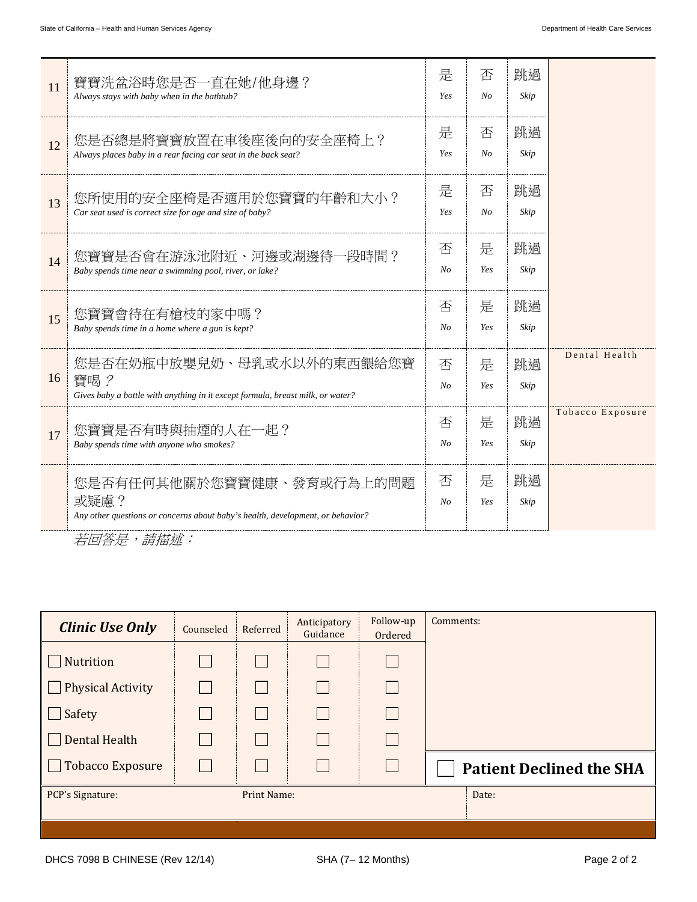| | | | | | |
|---|---|---|---|---|---|
| 11 | 寶寶洗盆浴時您是否一直在她/他身邊？<br>*Always stays with baby when in the bathtub?* | 是<br>*Yes* | 否<br>*No* | 跳過<br>*Skip* | |
| 12 | 您是否總是將寶寶放置在車後座後向的安全座椅上？<br>*Always places baby in a rear facing car seat in the back seat?* | 是<br>*Yes* | 否<br>*No* | 跳過<br>*Skip* | |
| 13 | 您所使用的安全座椅是否適用於您寶寶的年齡和大小？<br>*Car seat used is correct size for age and size of baby?* | 是<br>*Yes* | 否<br>*No* | 跳過<br>*Skip* | |
| 14 | 您寶寶是否會在游泳池附近、河邊或湖邊待一段時間？<br>*Baby spends time near a swimming pool, river, or lake?* | 否<br>*No* | 是<br>*Yes* | 跳過<br>*Skip* | |
| 15 | 您寶寶會待在有槍枝的家中嗎？<br>*Baby spends time in a home where a gun is kept?* | 否<br>*No* | 是<br>*Yes* | 跳過<br>*Skip* | |
| 16 | 您是否在奶瓶中放嬰兒奶、母乳或水以外的東西餵給您寶寶喝？<br>*Gives baby a bottle with anything in it except formula, breast milk, or water?* | 否<br>*No* | 是<br>*Yes* | 跳過<br>*Skip* | Dental Health |
| 17 | 您寶寶是否有時與抽煙的人在一起？<br>*Baby spends time with anyone who smokes?* | 否<br>*No* | 是<br>*Yes* | 跳過<br>*Skip* | Tobacco Exposure |
| | 您是否有任何其他關於您寶寶健康、發育或行為上的問題或疑慮？<br>*Any other questions or concerns about baby's health, development, or behavior?* | 否<br>*No* | 是<br>*Yes* | 跳過<br>*Skip* | |

*若回答是，請描述：*

| ***Clinic Use Only*** | Counseled | Referred | Anticipatory Guidance | Follow-up Ordered | Comments: |
|---|---|---|---|---|---|
| ☐ Nutrition | ☐ | ☐ | ☐ | ☐ | |
| ☐ Physical Activity | ☐ | ☐ | ☐ | ☐ | |
| ☐ Safety | ☐ | ☐ | ☐ | ☐ | |
| ☐ Dental Health | ☐ | ☐ | ☐ | ☐ | |
| ☐ Tobacco Exposure | ☐ | ☐ | ☐ | ☐ | ☐ **Patient Declined the SHA** |

| PCP's Signature: | Print Name: | Date: |
|---|---|---|
| | | |

DHCS 7098 B CHINESE (Rev 12/14) SHA (7– 12 Months)